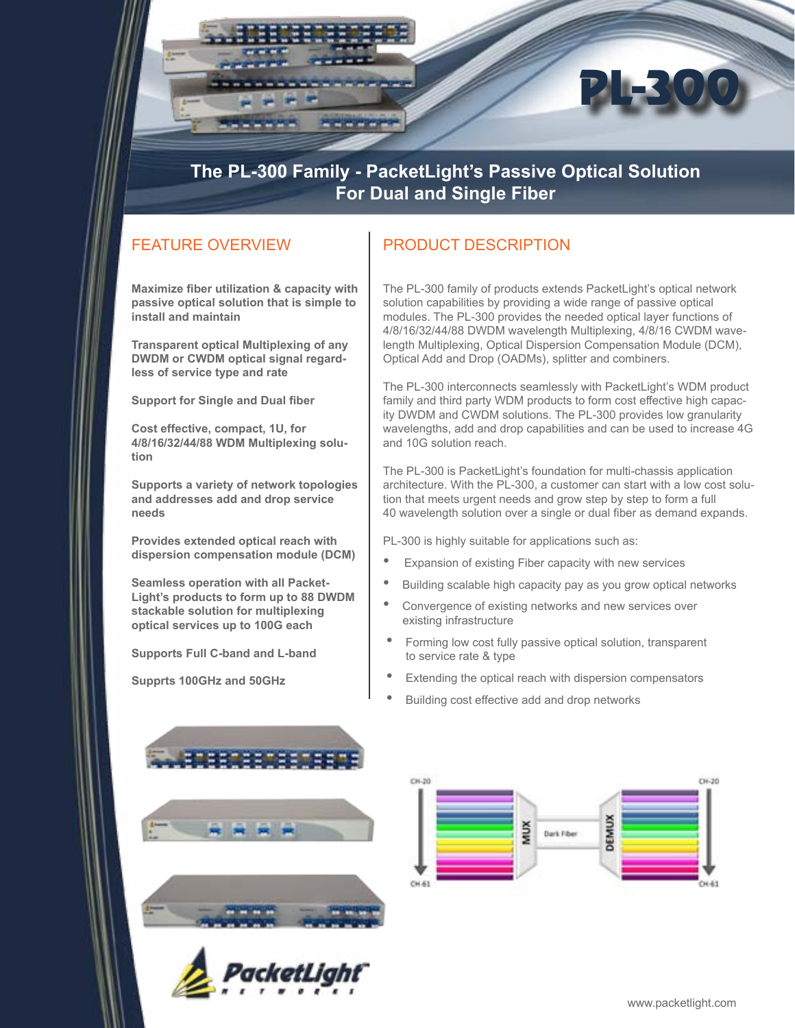# PL-300

## The PL-300 Family - PacketLight's Passive Optical Solution For Dual and Single Fiber

## FEATURE OVERVIEW

**Maximize fiber utilization & capacity with passive optical solution that is simple to install and maintain**

**Transparent optical Multiplexing of any DWDM or CWDM optical signal regardless of service type and rate**

**Support for Single and Dual fiber**

**Cost effective, compact, 1U, for 4/8/16/32/44/88 WDM Multiplexing solution**

**Supports a variety of network topologies and addresses add and drop service needs**

**Provides extended optical reach with dispersion compensation module (DCM)**

**Seamless operation with all PacketLight's products to form up to 88 DWDM stackable solution for multiplexing optical services up to 100G each**

**Supports Full C-band and L-band**

**Supprts 100GHz and 50GHz**

## PRODUCT DESCRIPTION

The PL-300 family of products extends PacketLight's optical network solution capabilities by providing a wide range of passive optical modules. The PL-300 provides the needed optical layer functions of 4/8/16/32/44/88 DWDM wavelength Multiplexing, 4/8/16 CWDM wavelength Multiplexing, Optical Dispersion Compensation Module (DCM), Optical Add and Drop (OADMs), splitter and combiners.

The PL-300 interconnects seamlessly with PacketLight's WDM product family and third party WDM products to form cost effective high capacity DWDM and CWDM solutions. The PL-300 provides low granularity wavelengths, add and drop capabilities and can be used to increase 4G and 10G solution reach.

The PL-300 is PacketLight's foundation for multi-chassis application architecture. With the PL-300, a customer can start with a low cost solution that meets urgent needs and grow step by step to form a full 40 wavelength solution over a single or dual fiber as demand expands.

PL-300 is highly suitable for applications such as:

- Expansion of existing Fiber capacity with new services
- Building scalable high capacity pay as you grow optical networks
- Convergence of existing networks and new services over existing infrastructure
- Forming low cost fully passive optical solution, transparent to service rate & type
- Extending the optical reach with dispersion compensators
- Building cost effective add and drop networks

CH-20 — MUX — Dark Fiber — DEMUX — CH-20

CH-61 — CH-61

www.packetlight.com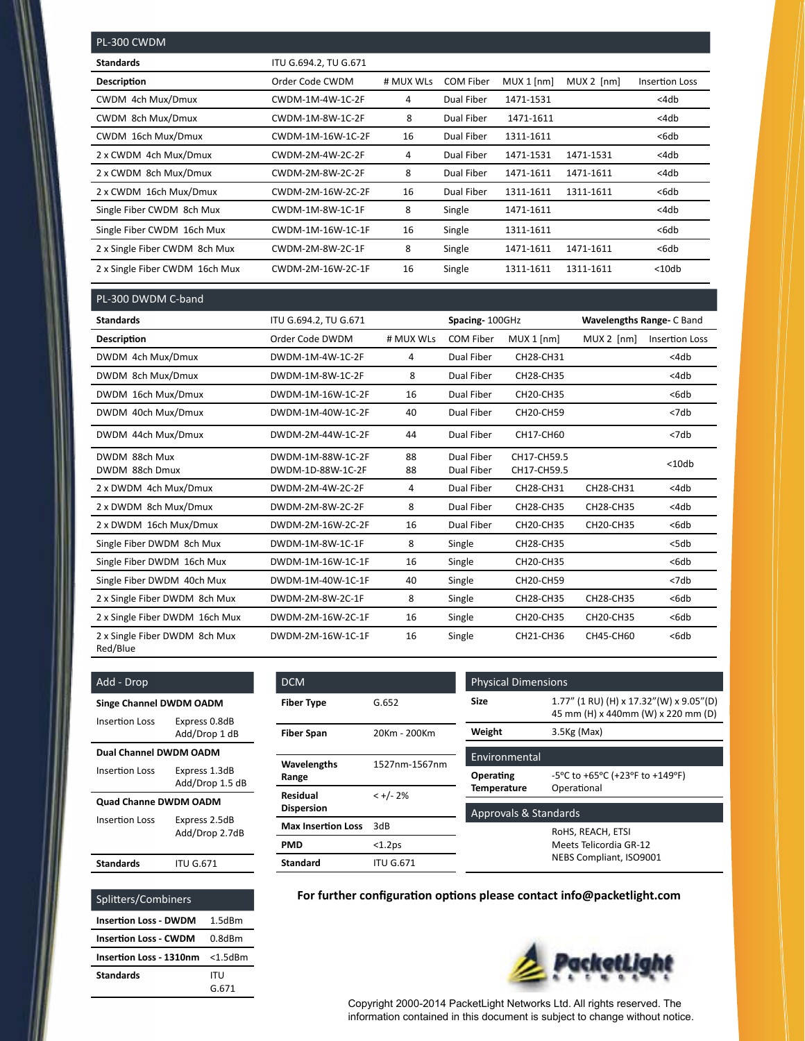## PL-300 CWDM

| Standards | ITU G.694.2, TU G.671 | | | | | |
|---|---|---|---|---|---|---|
| **Description** | Order Code CWDM | # MUX WLs | COM Fiber | MUX 1 [nm] | MUX 2 [nm] | Insertion Loss |
| CWDM 4ch Mux/Dmux | CWDM-1M-4W-1C-2F | 4 | Dual Fiber | 1471-1531 | | <4db |
| CWDM 8ch Mux/Dmux | CWDM-1M-8W-1C-2F | 8 | Dual Fiber | 1471-1611 | | <4db |
| CWDM 16ch Mux/Dmux | CWDM-1M-16W-1C-2F | 16 | Dual Fiber | 1311-1611 | | <6db |
| 2 x CWDM 4ch Mux/Dmux | CWDM-2M-4W-2C-2F | 4 | Dual Fiber | 1471-1531 | 1471-1531 | <4db |
| 2 x CWDM 8ch Mux/Dmux | CWDM-2M-8W-2C-2F | 8 | Dual Fiber | 1471-1611 | 1471-1611 | <4db |
| 2 x CWDM 16ch Mux/Dmux | CWDM-2M-16W-2C-2F | 16 | Dual Fiber | 1311-1611 | 1311-1611 | <6db |
| Single Fiber CWDM 8ch Mux | CWDM-1M-8W-1C-1F | 8 | Single | 1471-1611 | | <4db |
| Single Fiber CWDM 16ch Mux | CWDM-1M-16W-1C-1F | 16 | Single | 1311-1611 | | <6db |
| 2 x Single Fiber CWDM 8ch Mux | CWDM-2M-8W-2C-1F | 8 | Single | 1471-1611 | 1471-1611 | <6db |
| 2 x Single Fiber CWDM 16ch Mux | CWDM-2M-16W-2C-1F | 16 | Single | 1311-1611 | 1311-1611 | <10db |

## PL-300 DWDM C-band

| Standards | ITU G.694.2, TU G.671 | | **Spacing**- 100GHz | | **Wavelengths Range**- C Band | |
|---|---|---|---|---|---|---|
| **Description** | Order Code DWDM | # MUX WLs | COM Fiber | MUX 1 [nm] | MUX 2 [nm] | Insertion Loss |
| DWDM 4ch Mux/Dmux | DWDM-1M-4W-1C-2F | 4 | Dual Fiber | CH28-CH31 | | <4db |
| DWDM 8ch Mux/Dmux | DWDM-1M-8W-1C-2F | 8 | Dual Fiber | CH28-CH35 | | <4db |
| DWDM 16ch Mux/Dmux | DWDM-1M-16W-1C-2F | 16 | Dual Fiber | CH20-CH35 | | <6db |
| DWDM 40ch Mux/Dmux | DWDM-1M-40W-1C-2F | 40 | Dual Fiber | CH20-CH59 | | <7db |
| DWDM 44ch Mux/Dmux | DWDM-2M-44W-1C-2F | 44 | Dual Fiber | CH17-CH60 | | <7db |
| DWDM 88ch Mux<br>DWDM 88ch Dmux | DWDM-1M-88W-1C-2F<br>DWDM-1D-88W-1C-2F | 88<br>88 | Dual Fiber<br>Dual Fiber | CH17-CH59.5<br>CH17-CH59.5 | | <10db |
| 2 x DWDM 4ch Mux/Dmux | DWDM-2M-4W-2C-2F | 4 | Dual Fiber | CH28-CH31 | CH28-CH31 | <4db |
| 2 x DWDM 8ch Mux/Dmux | DWDM-2M-8W-2C-2F | 8 | Dual Fiber | CH28-CH35 | CH28-CH35 | <4db |
| 2 x DWDM 16ch Mux/Dmux | DWDM-2M-16W-2C-2F | 16 | Dual Fiber | CH20-CH35 | CH20-CH35 | <6db |
| Single Fiber DWDM 8ch Mux | DWDM-1M-8W-1C-1F | 8 | Single | CH28-CH35 | | <5db |
| Single Fiber DWDM 16ch Mux | DWDM-1M-16W-1C-1F | 16 | Single | CH20-CH35 | | <6db |
| Single Fiber DWDM 40ch Mux | DWDM-1M-40W-1C-1F | 40 | Single | CH20-CH59 | | <7db |
| 2 x Single Fiber DWDM 8ch Mux | DWDM-2M-8W-2C-1F | 8 | Single | CH28-CH35 | CH28-CH35 | <6db |
| 2 x Single Fiber DWDM 16ch Mux | DWDM-2M-16W-2C-1F | 16 | Single | CH20-CH35 | CH20-CH35 | <6db |
| 2 x Single Fiber DWDM 8ch Mux Red/Blue | DWDM-2M-16W-1C-1F | 16 | Single | CH21-CH36 | CH45-CH60 | <6db |

## Add - Drop

| | | |
|---|---|---|
| **Singe Channel DWDM OADM** | | |
| Insertion Loss | Express 0.8dB<br>Add/Drop 1 dB | |
| **Dual Channel DWDM OADM** | | |
| Insertion Loss | Express 1.3dB<br>Add/Drop 1.5 dB | |
| **Quad Channe DWDM OADM** | | |
| Insertion Loss | Express 2.5dB<br>Add/Drop 2.7dB | |
| **Standards** | ITU G.671 | |

## Splitters/Combiners

| | |
|---|---|
| **Insertion Loss - DWDM** | 1.5dBm |
| **Insertion Loss - CWDM** | 0.8dBm |
| **Insertion Loss - 1310nm** | <1.5dBm |
| **Standards** | ITU G.671 |

## DCM

| | |
|---|---|
| **Fiber Type** | G.652 |
| **Fiber Span** | 20Km - 200Km |
| **Wavelengths Range** | 1527nm-1567nm |
| **Residual Dispersion** | < +/- 2% |
| **Max Insertion Loss** | 3dB |
| **PMD** | <1.2ps |
| **Standard** | ITU G.671 |

## Physical Dimensions

| | |
|---|---|
| **Size** | 1.77" (1 RU) (H) x 17.32"(W) x 9.05"(D)<br>45 mm (H) x 440mm (W) x 220 mm (D) |
| **Weight** | 3.5Kg (Max) |

## Environmental

| | |
|---|---|
| **Operating Temperature** | -5°C to +65°C (+23°F to +149°F) Operational |

## Approvals & Standards

RoHS, REACH, ETSI
Meets Telicordia GR-12
NEBS Compliant, ISO9001

**For further configuration options please contact info@packetlight.com**

PacketLight NETWORKS

Copyright 2000-2014 PacketLight Networks Ltd. All rights reserved. The information contained in this document is subject to change without notice.